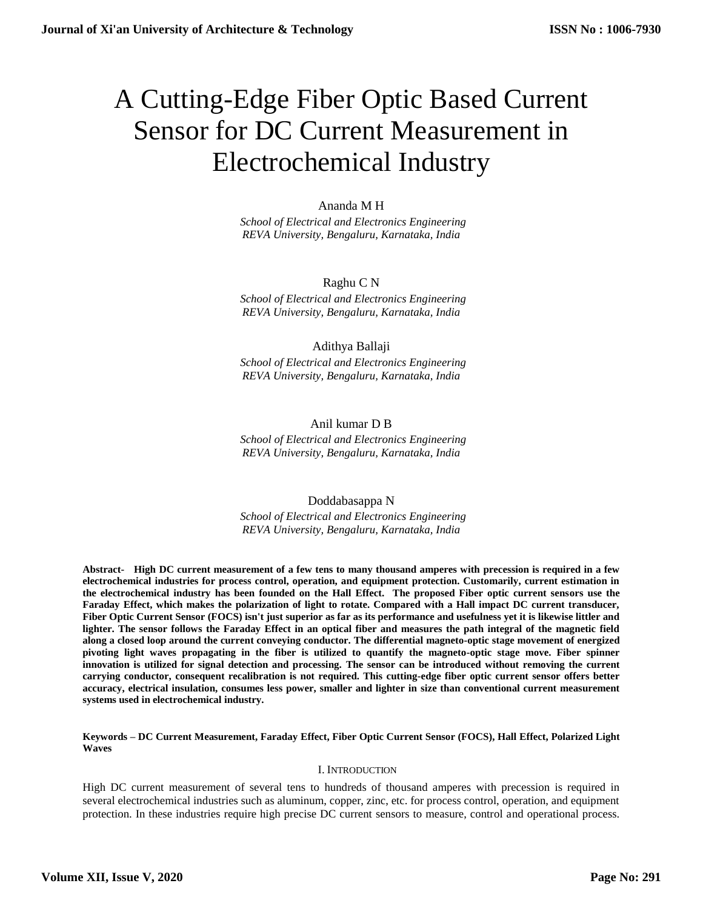# A Cutting-Edge Fiber Optic Based Current Sensor for DC Current Measurement in Electrochemical Industry

Ananda M H

*School of Electrical and Electronics Engineering*
*REVA University, Bengaluru, Karnataka, India*

Raghu C N

*School of Electrical and Electronics Engineering*
*REVA University, Bengaluru, Karnataka, India*

Adithya Ballaji

*School of Electrical and Electronics Engineering*
*REVA University, Bengaluru, Karnataka, India*

Anil kumar D B

*School of Electrical and Electronics Engineering*
*REVA University, Bengaluru, Karnataka, India*

Doddabasappa N

*School of Electrical and Electronics Engineering*
*REVA University, Bengaluru, Karnataka, India*

**Abstract- High DC current measurement of a few tens to many thousand amperes with precession is required in a few electrochemical industries for process control, operation, and equipment protection. Customarily, current estimation in the electrochemical industry has been founded on the Hall Effect. The proposed Fiber optic current sensors use the Faraday Effect, which makes the polarization of light to rotate. Compared with a Hall impact DC current transducer, Fiber Optic Current Sensor (FOCS) isn't just superior as far as its performance and usefulness yet it is likewise littler and lighter. The sensor follows the Faraday Effect in an optical fiber and measures the path integral of the magnetic field along a closed loop around the current conveying conductor. The differential magneto-optic stage movement of energized pivoting light waves propagating in the fiber is utilized to quantify the magneto-optic stage move. Fiber spinner innovation is utilized for signal detection and processing. The sensor can be introduced without removing the current carrying conductor, consequent recalibration is not required. This cutting-edge fiber optic current sensor offers better accuracy, electrical insulation, consumes less power, smaller and lighter in size than conventional current measurement systems used in electrochemical industry.**

**Keywords – DC Current Measurement, Faraday Effect, Fiber Optic Current Sensor (FOCS), Hall Effect, Polarized Light Waves**

## I. Introduction

High DC current measurement of several tens to hundreds of thousand amperes with precession is required in several electrochemical industries such as aluminum, copper, zinc, etc. for process control, operation, and equipment protection. In these industries require high precise DC current sensors to measure, control and operational process.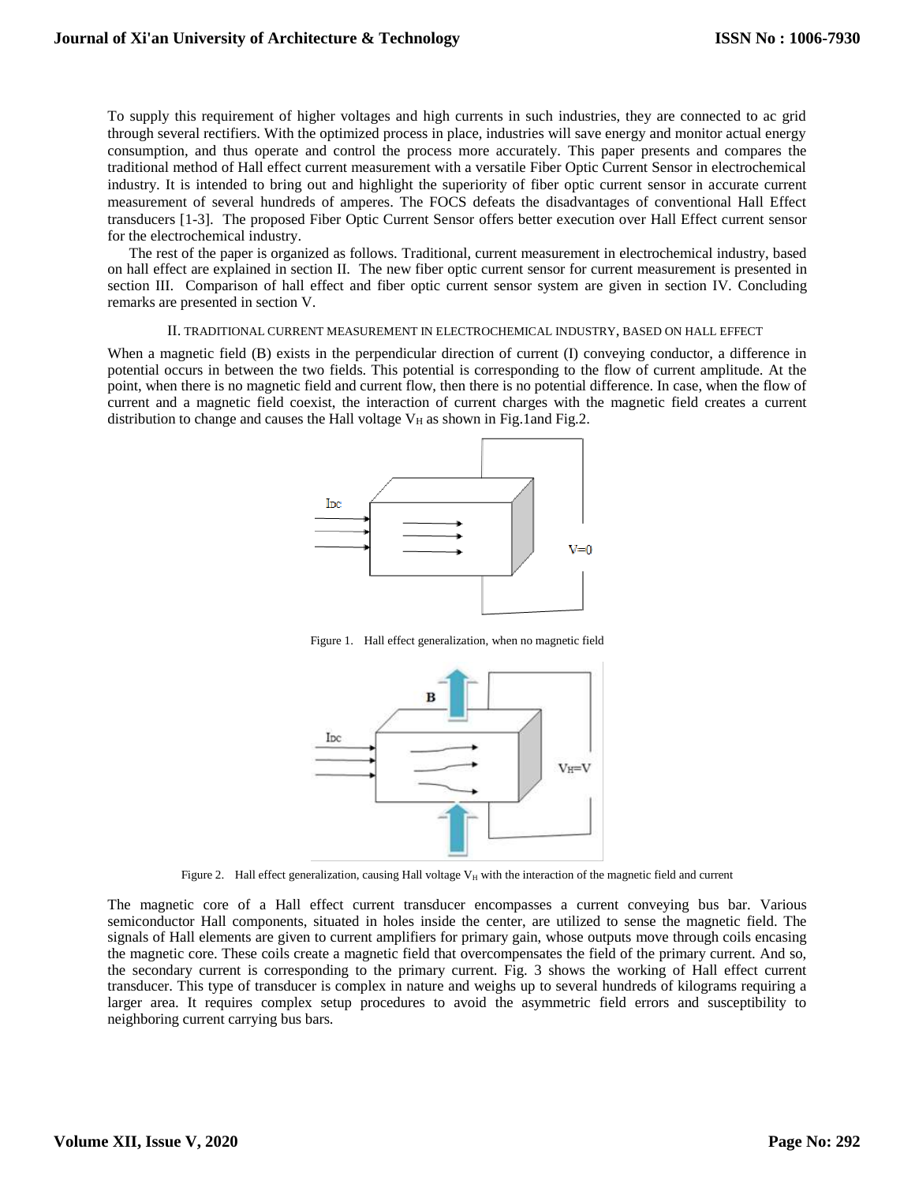To supply this requirement of higher voltages and high currents in such industries, they are connected to ac grid through several rectifiers. With the optimized process in place, industries will save energy and monitor actual energy consumption, and thus operate and control the process more accurately. This paper presents and compares the traditional method of Hall effect current measurement with a versatile Fiber Optic Current Sensor in electrochemical industry. It is intended to bring out and highlight the superiority of fiber optic current sensor in accurate current measurement of several hundreds of amperes. The FOCS defeats the disadvantages of conventional Hall Effect transducers [1-3]. The proposed Fiber Optic Current Sensor offers better execution over Hall Effect current sensor for the electrochemical industry.

The rest of the paper is organized as follows. Traditional, current measurement in electrochemical industry, based on hall effect are explained in section II. The new fiber optic current sensor for current measurement is presented in section III. Comparison of hall effect and fiber optic current sensor system are given in section IV. Concluding remarks are presented in section V.

## II. TRADITIONAL CURRENT MEASUREMENT IN ELECTROCHEMICAL INDUSTRY, BASED ON HALL EFFECT

When a magnetic field (B) exists in the perpendicular direction of current (I) conveying conductor, a difference in potential occurs in between the two fields. This potential is corresponding to the flow of current amplitude. At the point, when there is no magnetic field and current flow, then there is no potential difference. In case, when the flow of current and a magnetic field coexist, the interaction of current charges with the magnetic field creates a current distribution to change and causes the Hall voltage $V_H$ as shown in Fig.1and Fig.2.

Figure 1. Hall effect generalization, when no magnetic field

Figure 2. Hall effect generalization, causing Hall voltage $V_H$ with the interaction of the magnetic field and current

The magnetic core of a Hall effect current transducer encompasses a current conveying bus bar. Various semiconductor Hall components, situated in holes inside the center, are utilized to sense the magnetic field. The signals of Hall elements are given to current amplifiers for primary gain, whose outputs move through coils encasing the magnetic core. These coils create a magnetic field that overcompensates the field of the primary current. And so, the secondary current is corresponding to the primary current. Fig. 3 shows the working of Hall effect current transducer. This type of transducer is complex in nature and weighs up to several hundreds of kilograms requiring a larger area. It requires complex setup procedures to avoid the asymmetric field errors and susceptibility to neighboring current carrying bus bars.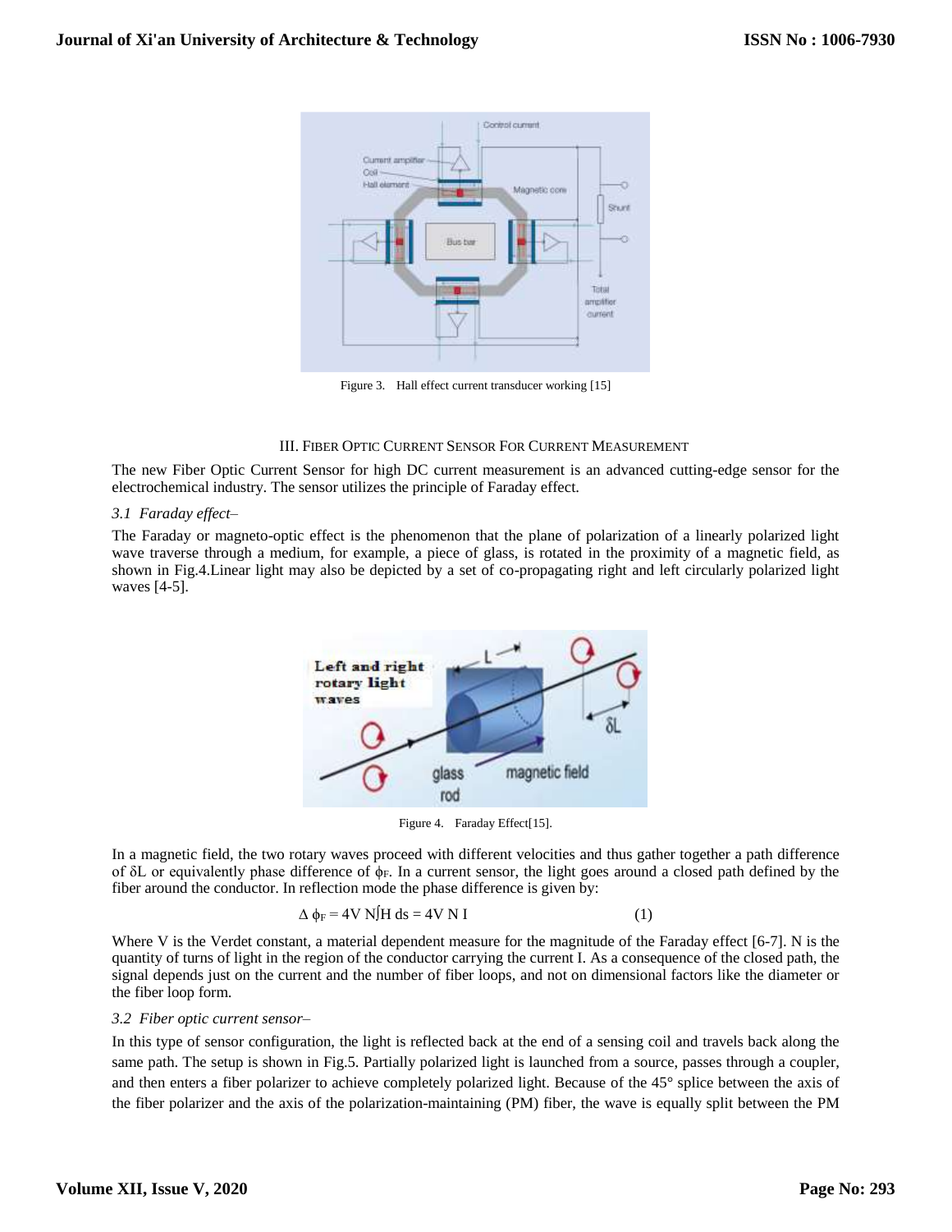Figure 3. Hall effect current transducer working [15]

## III. Fiber Optic Current Sensor For Current Measurement

The new Fiber Optic Current Sensor for high DC current measurement is an advanced cutting-edge sensor for the electrochemical industry. The sensor utilizes the principle of Faraday effect.

### *3.1 Faraday effect–*

The Faraday or magneto-optic effect is the phenomenon that the plane of polarization of a linearly polarized light wave traverse through a medium, for example, a piece of glass, is rotated in the proximity of a magnetic field, as shown in Fig.4.Linear light may also be depicted by a set of co-propagating right and left circularly polarized light waves [4-5].

Figure 4. Faraday Effect[15].

In a magnetic field, the two rotary waves proceed with different velocities and thus gather together a path difference of $\delta L$ or equivalently phase difference of $\phi_F$. In a current sensor, the light goes around a closed path defined by the fiber around the conductor. In reflection mode the phase difference is given by:

$$\Delta \phi_F = 4V N \int H\, ds = 4V N I \qquad (1)$$

Where V is the Verdet constant, a material dependent measure for the magnitude of the Faraday effect [6-7]. N is the quantity of turns of light in the region of the conductor carrying the current I. As a consequence of the closed path, the signal depends just on the current and the number of fiber loops, and not on dimensional factors like the diameter or the fiber loop form.

### *3.2 Fiber optic current sensor–*

In this type of sensor configuration, the light is reflected back at the end of a sensing coil and travels back along the same path. The setup is shown in Fig.5. Partially polarized light is launched from a source, passes through a coupler, and then enters a fiber polarizer to achieve completely polarized light. Because of the 45° splice between the axis of the fiber polarizer and the axis of the polarization-maintaining (PM) fiber, the wave is equally split between the PM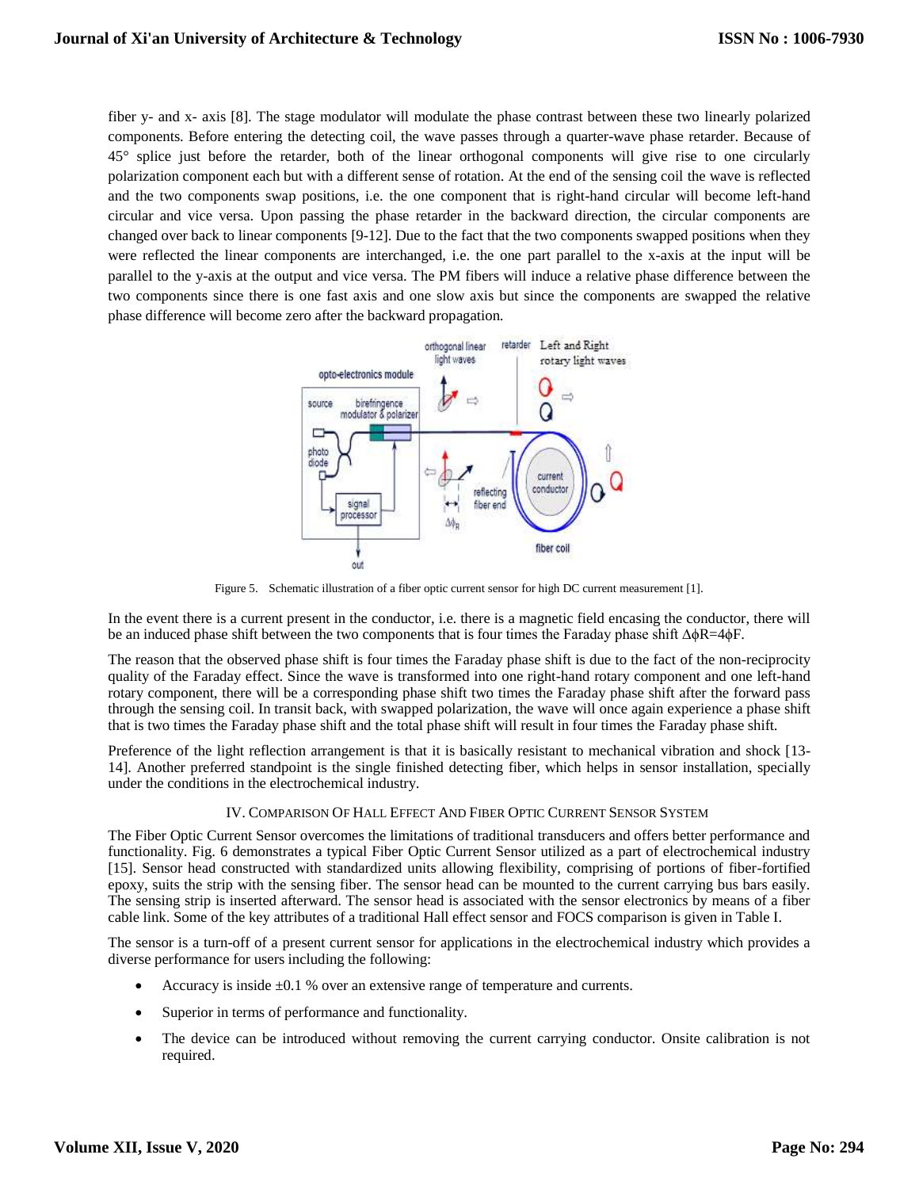fiber y- and x- axis [8]. The stage modulator will modulate the phase contrast between these two linearly polarized components. Before entering the detecting coil, the wave passes through a quarter-wave phase retarder. Because of 45° splice just before the retarder, both of the linear orthogonal components will give rise to one circularly polarization component each but with a different sense of rotation. At the end of the sensing coil the wave is reflected and the two components swap positions, i.e. the one component that is right-hand circular will become left-hand circular and vice versa. Upon passing the phase retarder in the backward direction, the circular components are changed over back to linear components [9-12]. Due to the fact that the two components swapped positions when they were reflected the linear components are interchanged, i.e. the one part parallel to the x-axis at the input will be parallel to the y-axis at the output and vice versa. The PM fibers will induce a relative phase difference between the two components since there is one fast axis and one slow axis but since the components are swapped the relative phase difference will become zero after the backward propagation.

Figure 5. Schematic illustration of a fiber optic current sensor for high DC current measurement [1].

In the event there is a current present in the conductor, i.e. there is a magnetic field encasing the conductor, there will be an induced phase shift between the two components that is four times the Faraday phase shift $\Delta\phi R=4\phi F$.

The reason that the observed phase shift is four times the Faraday phase shift is due to the fact of the non-reciprocity quality of the Faraday effect. Since the wave is transformed into one right-hand rotary component and one left-hand rotary component, there will be a corresponding phase shift two times the Faraday phase shift after the forward pass through the sensing coil. In transit back, with swapped polarization, the wave will once again experience a phase shift that is two times the Faraday phase shift and the total phase shift will result in four times the Faraday phase shift.

Preference of the light reflection arrangement is that it is basically resistant to mechanical vibration and shock [13-14]. Another preferred standpoint is the single finished detecting fiber, which helps in sensor installation, specially under the conditions in the electrochemical industry.

## IV. Comparison Of Hall Effect And Fiber Optic Current Sensor System

The Fiber Optic Current Sensor overcomes the limitations of traditional transducers and offers better performance and functionality. Fig. 6 demonstrates a typical Fiber Optic Current Sensor utilized as a part of electrochemical industry [15]. Sensor head constructed with standardized units allowing flexibility, comprising of portions of fiber-fortified epoxy, suits the strip with the sensing fiber. The sensor head can be mounted to the current carrying bus bars easily. The sensing strip is inserted afterward. The sensor head is associated with the sensor electronics by means of a fiber cable link. Some of the key attributes of a traditional Hall effect sensor and FOCS comparison is given in Table I.

The sensor is a turn-off of a present current sensor for applications in the electrochemical industry which provides a diverse performance for users including the following:

- Accuracy is inside ±0.1 % over an extensive range of temperature and currents.
- Superior in terms of performance and functionality.
- The device can be introduced without removing the current carrying conductor. Onsite calibration is not required.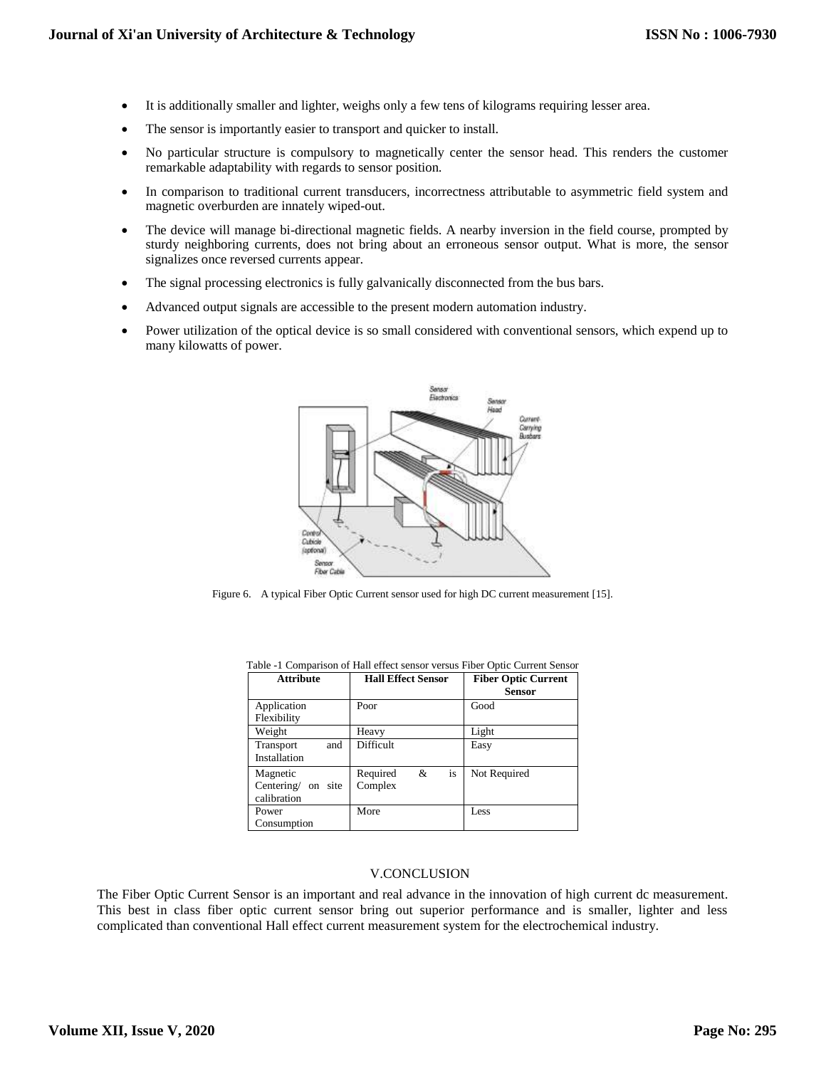- It is additionally smaller and lighter, weighs only a few tens of kilograms requiring lesser area.
- The sensor is importantly easier to transport and quicker to install.
- No particular structure is compulsory to magnetically center the sensor head. This renders the customer remarkable adaptability with regards to sensor position.
- In comparison to traditional current transducers, incorrectness attributable to asymmetric field system and magnetic overburden are innately wiped-out.
- The device will manage bi-directional magnetic fields. A nearby inversion in the field course, prompted by sturdy neighboring currents, does not bring about an erroneous sensor output. What is more, the sensor signalizes once reversed currents appear.
- The signal processing electronics is fully galvanically disconnected from the bus bars.
- Advanced output signals are accessible to the present modern automation industry.
- Power utilization of the optical device is so small considered with conventional sensors, which expend up to many kilowatts of power.

Figure 6. A typical Fiber Optic Current sensor used for high DC current measurement [15].

Table -1 Comparison of Hall effect sensor versus Fiber Optic Current Sensor

| Attribute | Hall Effect Sensor | Fiber Optic Current Sensor |
| --- | --- | --- |
| Application Flexibility | Poor | Good |
| Weight | Heavy | Light |
| Transport and Installation | Difficult | Easy |
| Magnetic Centering/ on site calibration | Required & is Complex | Not Required |
| Power Consumption | More | Less |

## V.CONCLUSION

The Fiber Optic Current Sensor is an important and real advance in the innovation of high current dc measurement. This best in class fiber optic current sensor bring out superior performance and is smaller, lighter and less complicated than conventional Hall effect current measurement system for the electrochemical industry.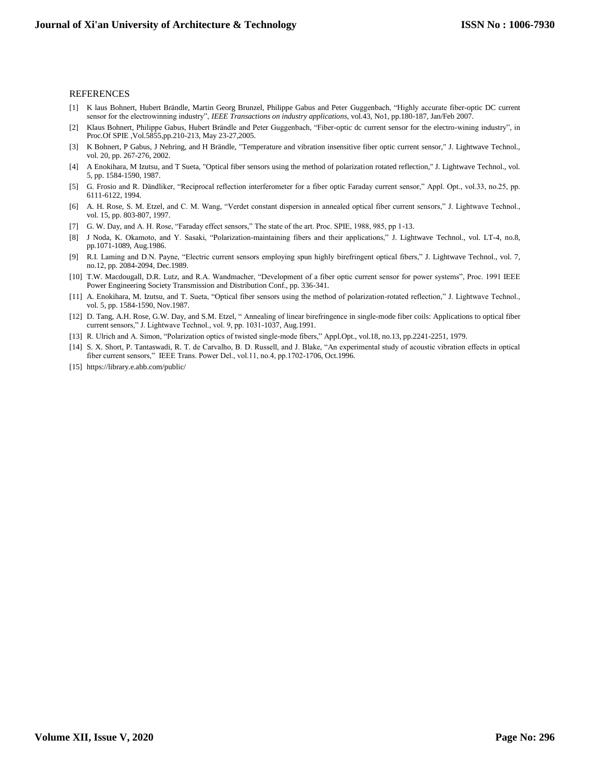## REFERENCES

[1] K laus Bohnert, Hubert Brändle, Martin Georg Brunzel, Philippe Gabus and Peter Guggenbach, "Highly accurate fiber-optic DC current sensor for the electrowinning industry", *IEEE Transactions on industry applications*, vol.43, No1, pp.180-187, Jan/Feb 2007.

[2] Klaus Bohnert, Philippe Gabus, Hubert Brändle and Peter Guggenbach, "Fiber-optic dc current sensor for the electro-wining industry", in Proc.Of SPIE ,Vol.5855,pp.210-213, May 23-27,2005.

[3] K Bohnert, P Gabus, J Nehring, and H Brändle, "Temperature and vibration insensitive fiber optic current sensor," J. Lightwave Technol., vol. 20, pp. 267-276, 2002.

[4] A Enokihara, M Izutsu, and T Sueta, "Optical fiber sensors using the method of polarization rotated reflection," J. Lightwave Technol., vol. 5, pp. 1584-1590, 1987.

[5] G. Frosio and R. Dändliker, "Reciprocal reflection interferometer for a fiber optic Faraday current sensor," Appl. Opt., vol.33, no.25, pp. 6111-6122, 1994.

[6] A. H. Rose, S. M. Etzel, and C. M. Wang, "Verdet constant dispersion in annealed optical fiber current sensors," J. Lightwave Technol., vol. 15, pp. 803-807, 1997.

[7] G. W. Day, and A. H. Rose, "Faraday effect sensors," The state of the art. Proc. SPIE, 1988, 985, pp 1-13.

[8] J Noda, K. Okamoto, and Y. Sasaki, "Polarization-maintaining fibers and their applications," J. Lightwave Technol., vol. LT-4, no.8, pp.1071-1089, Aug.1986.

[9] R.I. Laming and D.N. Payne, "Electric current sensors employing spun highly birefringent optical fibers," J. Lightwave Technol., vol. 7, no.12, pp. 2084-2094, Dec.1989.

[10] T.W. Macdougall, D.R. Lutz, and R.A. Wandmacher, "Development of a fiber optic current sensor for power systems", Proc. 1991 IEEE Power Engineering Society Transmission and Distribution Conf., pp. 336-341.

[11] A. Enokihara, M. Izutsu, and T. Sueta, "Optical fiber sensors using the method of polarization-rotated reflection," J. Lightwave Technol., vol. 5, pp. 1584-1590, Nov.1987.

[12] D. Tang, A.H. Rose, G.W. Day, and S.M. Etzel, " Annealing of linear birefringence in single-mode fiber coils: Applications to optical fiber current sensors," J. Lightwave Technol., vol. 9, pp. 1031-1037, Aug.1991.

[13] R. Ulrich and A. Simon, "Polarization optics of twisted single-mode fibers," Appl.Opt., vol.18, no.13, pp.2241-2251, 1979.

[14] S. X. Short, P. Tantaswadi, R. T. de Carvalho, B. D. Russell, and J. Blake, "An experimental study of acoustic vibration effects in optical fiber current sensors," IEEE Trans. Power Del., vol.11, no.4, pp.1702-1706, Oct.1996.

[15] https://library.e.abb.com/public/